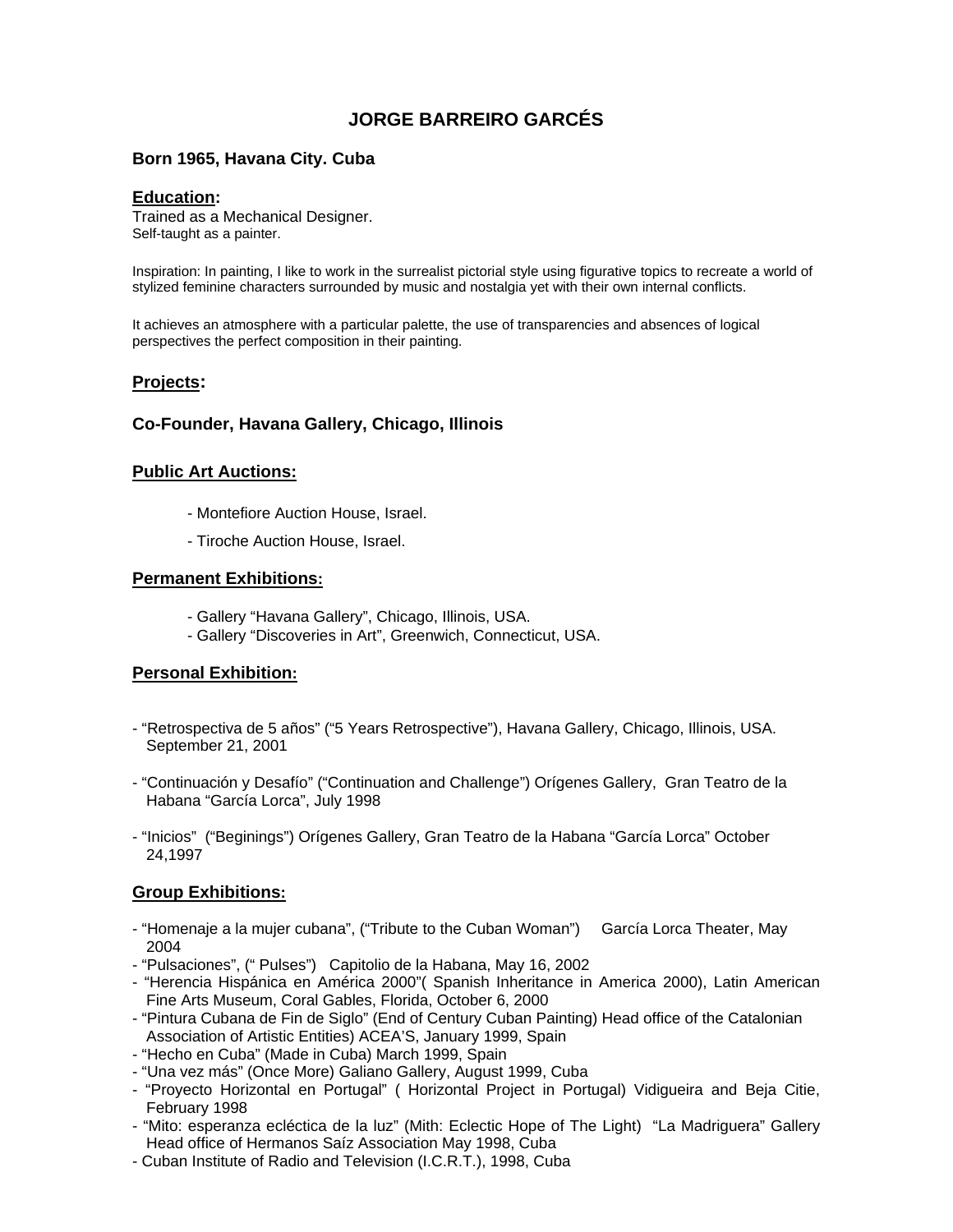# JORGE BARREIRO GARCÉS

**Born 1965, Havana City. Cuba**

## Education:

Trained as a Mechanical Designer.
Self-taught as a painter.

Inspiration: In painting, I like to work in the surrealist pictorial style using figurative topics to recreate a world of stylized feminine characters surrounded by music and nostalgia yet with their own internal conflicts.

It achieves an atmosphere with a particular palette, the use of transparencies and absences of logical perspectives the perfect composition in their painting.

## Projects:

**Co-Founder, Havana Gallery, Chicago, Illinois**

## Public Art Auctions:

- Montefiore Auction House, Israel.
- Tiroche Auction House, Israel.

## Permanent Exhibitions:

- Gallery "Havana Gallery", Chicago, Illinois, USA.
- Gallery "Discoveries in Art", Greenwich, Connecticut, USA.

## Personal Exhibition:

- "Retrospectiva de 5 años" ("5 Years Retrospective"), Havana Gallery, Chicago, Illinois, USA. September 21, 2001
- "Continuación y Desafío" ("Continuation and Challenge") Orígenes Gallery, Gran Teatro de la Habana "García Lorca", July 1998
- "Inicios" ("Beginings") Orígenes Gallery, Gran Teatro de la Habana "García Lorca" October 24,1997

## Group Exhibitions:

- "Homenaje a la mujer cubana", ("Tribute to the Cuban Woman") García Lorca Theater, May 2004
- "Pulsaciones", (" Pulses") Capitolio de la Habana, May 16, 2002
- "Herencia Hispánica en América 2000"( Spanish Inheritance in America 2000), Latin American Fine Arts Museum, Coral Gables, Florida, October 6, 2000
- "Pintura Cubana de Fin de Siglo" (End of Century Cuban Painting) Head office of the Catalonian Association of Artistic Entities) ACEA'S, January 1999, Spain
- "Hecho en Cuba" (Made in Cuba) March 1999, Spain
- "Una vez más" (Once More) Galiano Gallery, August 1999, Cuba
- "Proyecto Horizontal en Portugal" ( Horizontal Project in Portugal) Vidigueira and Beja Citie, February 1998
- "Mito: esperanza ecléctica de la luz" (Mith: Eclectic Hope of The Light) "La Madriguera" Gallery Head office of Hermanos Saíz Association May 1998, Cuba
- Cuban Institute of Radio and Television (I.C.R.T.), 1998, Cuba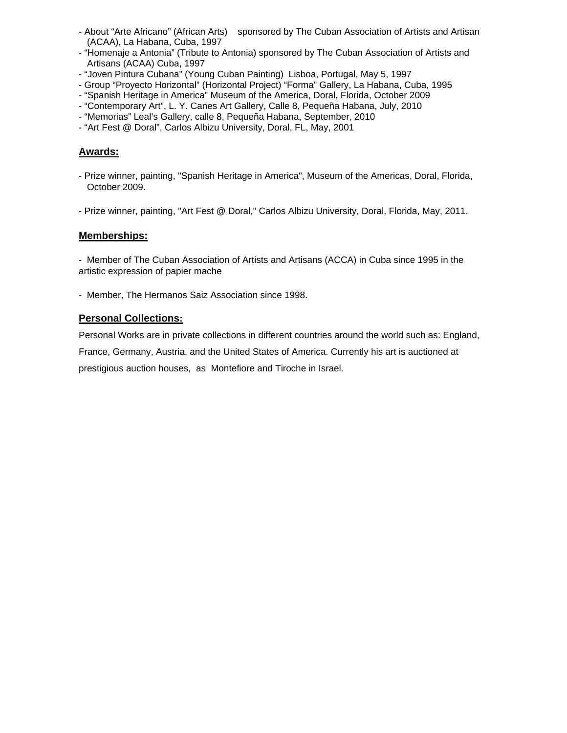- About “Arte Africano” (African Arts)    sponsored by The Cuban Association of Artists and Artisan (ACAA), La Habana, Cuba, 1997
- “Homenaje a Antonia” (Tribute to Antonia) sponsored by The Cuban Association of Artists and Artisans (ACAA) Cuba, 1997
- “Joven Pintura Cubana” (Young Cuban Painting)  Lisboa, Portugal, May 5, 1997
- Group “Proyecto Horizontal” (Horizontal Project) “Forma” Gallery, La Habana, Cuba, 1995
- “Spanish Heritage in America” Museum of the America, Doral, Florida, October 2009
- “Contemporary Art”, L. Y. Canes Art Gallery, Calle 8, Pequeña Habana, July, 2010
- “Memorias” Leal’s Gallery, calle 8, Pequeña Habana, September, 2010
- “Art Fest @ Doral”, Carlos Albizu University, Doral, FL, May, 2001

## Awards:

- Prize winner, painting, "Spanish Heritage in America", Museum of the Americas, Doral, Florida, October 2009.

- Prize winner, painting, "Art Fest @ Doral," Carlos Albizu University, Doral, Florida, May, 2011.

## Memberships:

- Member of The Cuban Association of Artists and Artisans (ACCA) in Cuba since 1995 in the artistic expression of papier mache

- Member, The Hermanos Saiz Association since 1998.

## Personal Collections:

Personal Works are in private collections in different countries around the world such as: England, France, Germany, Austria, and the United States of America. Currently his art is auctioned at prestigious auction houses,  as  Montefiore and Tiroche in Israel.